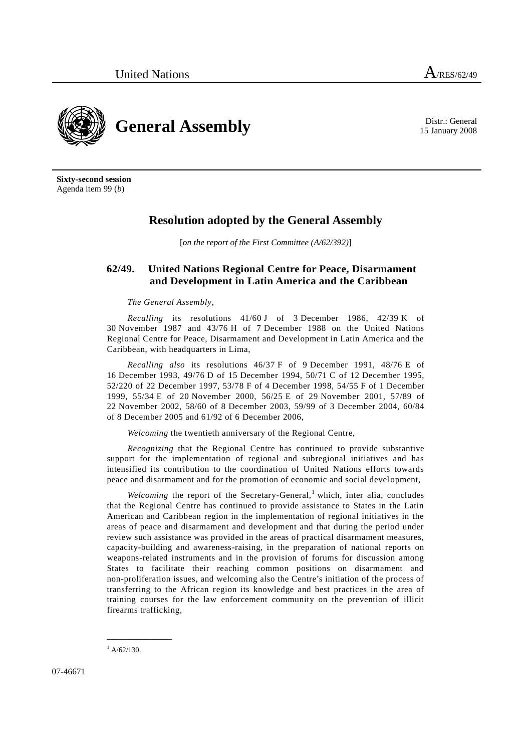United Nations A/RES/62/49

# General Assembly

Distr.: General
15 January 2008

**Sixty-second session**
Agenda item 99 (*b*)

## Resolution adopted by the General Assembly

[*on the report of the First Committee (A/62/392)*]

### 62/49. United Nations Regional Centre for Peace, Disarmament and Development in Latin America and the Caribbean

*The General Assembly*,

*Recalling* its resolutions 41/60 J of 3 December 1986, 42/39 K of 30 November 1987 and 43/76 H of 7 December 1988 on the United Nations Regional Centre for Peace, Disarmament and Development in Latin America and the Caribbean, with headquarters in Lima,

*Recalling also* its resolutions 46/37 F of 9 December 1991, 48/76 E of 16 December 1993, 49/76 D of 15 December 1994, 50/71 C of 12 December 1995, 52/220 of 22 December 1997, 53/78 F of 4 December 1998, 54/55 F of 1 December 1999, 55/34 E of 20 November 2000, 56/25 E of 29 November 2001, 57/89 of 22 November 2002, 58/60 of 8 December 2003, 59/99 of 3 December 2004, 60/84 of 8 December 2005 and 61/92 of 6 December 2006,

*Welcoming* the twentieth anniversary of the Regional Centre,

*Recognizing* that the Regional Centre has continued to provide substantive support for the implementation of regional and subregional initiatives and has intensified its contribution to the coordination of United Nations efforts towards peace and disarmament and for the promotion of economic and social development,

*Welcoming* the report of the Secretary-General,[1] which, inter alia, concludes that the Regional Centre has continued to provide assistance to States in the Latin American and Caribbean region in the implementation of regional initiatives in the areas of peace and disarmament and development and that during the period under review such assistance was provided in the areas of practical disarmament measures, capacity-building and awareness-raising, in the preparation of national reports on weapons-related instruments and in the provision of forums for discussion among States to facilitate their reaching common positions on disarmament and non-proliferation issues, and welcoming also the Centre's initiation of the process of transferring to the African region its knowledge and best practices in the area of training courses for the law enforcement community on the prevention of illicit firearms trafficking,

---

[1] A/62/130.

07-46671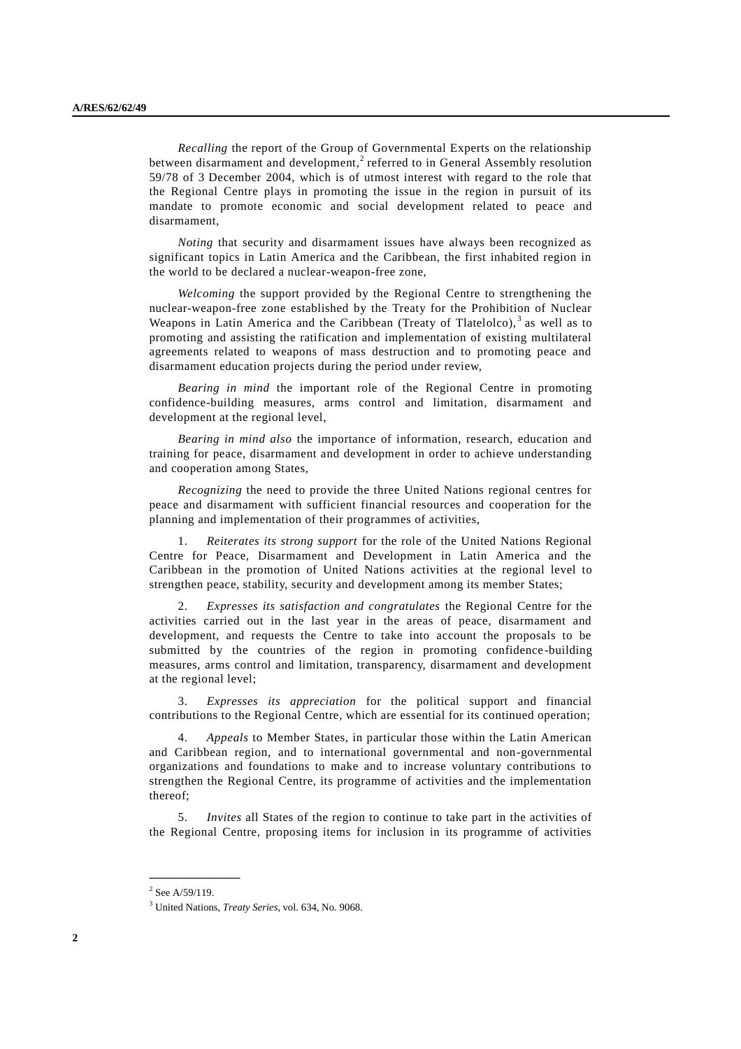*Recalling* the report of the Group of Governmental Experts on the relationship between disarmament and development,[2] referred to in General Assembly resolution 59/78 of 3 December 2004, which is of utmost interest with regard to the role that the Regional Centre plays in promoting the issue in the region in pursuit of its mandate to promote economic and social development related to peace and disarmament,

*Noting* that security and disarmament issues have always been recognized as significant topics in Latin America and the Caribbean, the first inhabited region in the world to be declared a nuclear-weapon-free zone,

*Welcoming* the support provided by the Regional Centre to strengthening the nuclear-weapon-free zone established by the Treaty for the Prohibition of Nuclear Weapons in Latin America and the Caribbean (Treaty of Tlatelolco),[3] as well as to promoting and assisting the ratification and implementation of existing multilateral agreements related to weapons of mass destruction and to promoting peace and disarmament education projects during the period under review,

*Bearing in mind* the important role of the Regional Centre in promoting confidence-building measures, arms control and limitation, disarmament and development at the regional level,

*Bearing in mind also* the importance of information, research, education and training for peace, disarmament and development in order to achieve understanding and cooperation among States,

*Recognizing* the need to provide the three United Nations regional centres for peace and disarmament with sufficient financial resources and cooperation for the planning and implementation of their programmes of activities,

1. *Reiterates its strong support* for the role of the United Nations Regional Centre for Peace, Disarmament and Development in Latin America and the Caribbean in the promotion of United Nations activities at the regional level to strengthen peace, stability, security and development among its member States;

2. *Expresses its satisfaction and congratulates* the Regional Centre for the activities carried out in the last year in the areas of peace, disarmament and development, and requests the Centre to take into account the proposals to be submitted by the countries of the region in promoting confidence-building measures, arms control and limitation, transparency, disarmament and development at the regional level;

3. *Expresses its appreciation* for the political support and financial contributions to the Regional Centre, which are essential for its continued operation;

4. *Appeals* to Member States, in particular those within the Latin American and Caribbean region, and to international governmental and non-governmental organizations and foundations to make and to increase voluntary contributions to strengthen the Regional Centre, its programme of activities and the implementation thereof;

5. *Invites* all States of the region to continue to take part in the activities of the Regional Centre, proposing items for inclusion in its programme of activities

---

[2] See A/59/119.

[3] United Nations, *Treaty Series*, vol. 634, No. 9068.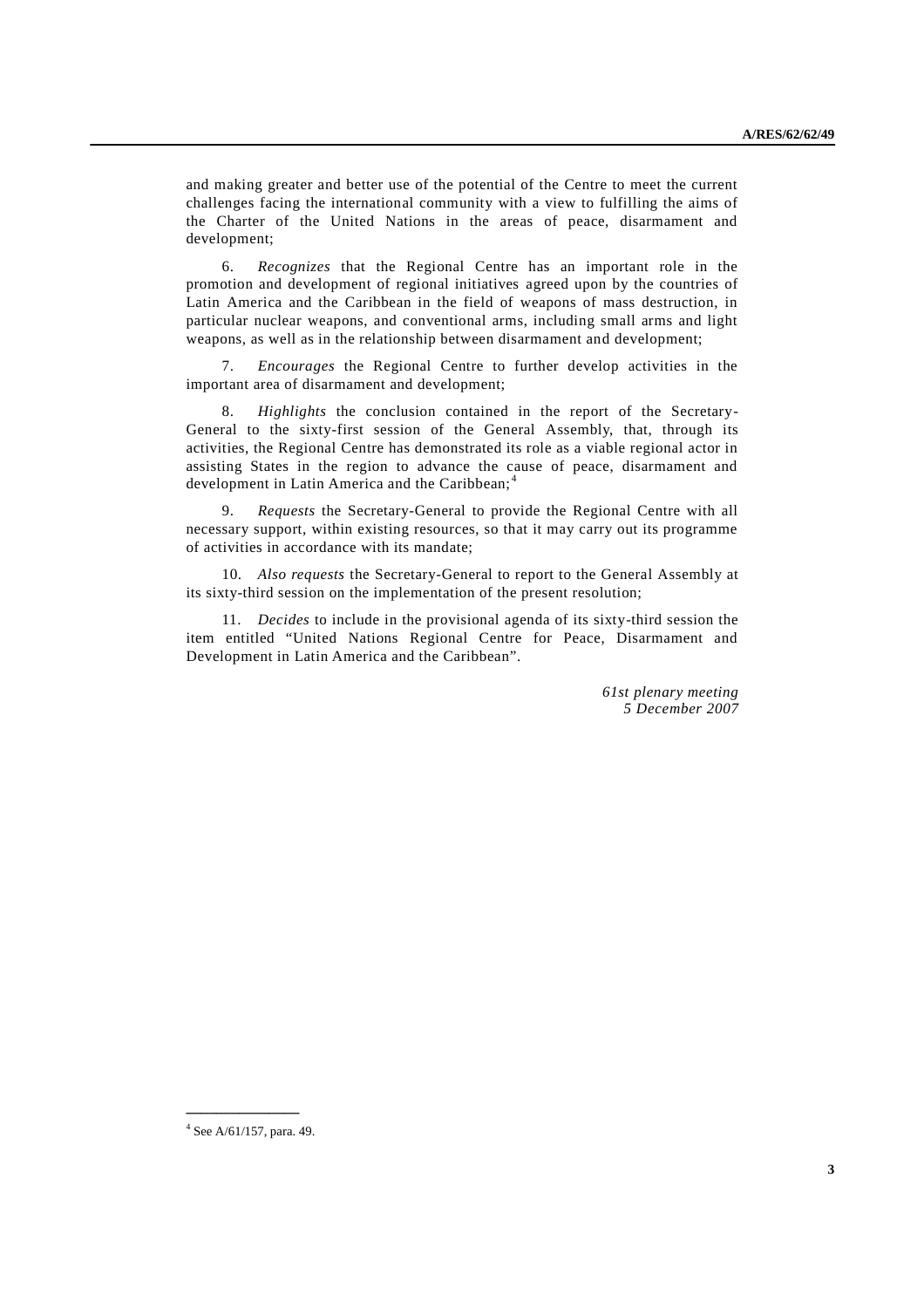and making greater and better use of the potential of the Centre to meet the current challenges facing the international community with a view to fulfilling the aims of the Charter of the United Nations in the areas of peace, disarmament and development;

6. *Recognizes* that the Regional Centre has an important role in the promotion and development of regional initiatives agreed upon by the countries of Latin America and the Caribbean in the field of weapons of mass destruction, in particular nuclear weapons, and conventional arms, including small arms and light weapons, as well as in the relationship between disarmament and development;

7. *Encourages* the Regional Centre to further develop activities in the important area of disarmament and development;

8. *Highlights* the conclusion contained in the report of the Secretary-General to the sixty-first session of the General Assembly, that, through its activities, the Regional Centre has demonstrated its role as a viable regional actor in assisting States in the region to advance the cause of peace, disarmament and development in Latin America and the Caribbean;[4]

9. *Requests* the Secretary-General to provide the Regional Centre with all necessary support, within existing resources, so that it may carry out its programme of activities in accordance with its mandate;

10. *Also requests* the Secretary-General to report to the General Assembly at its sixty-third session on the implementation of the present resolution;

11. *Decides* to include in the provisional agenda of its sixty-third session the item entitled "United Nations Regional Centre for Peace, Disarmament and Development in Latin America and the Caribbean".

*61st plenary meeting*
*5 December 2007*

---

[4] See A/61/157, para. 49.